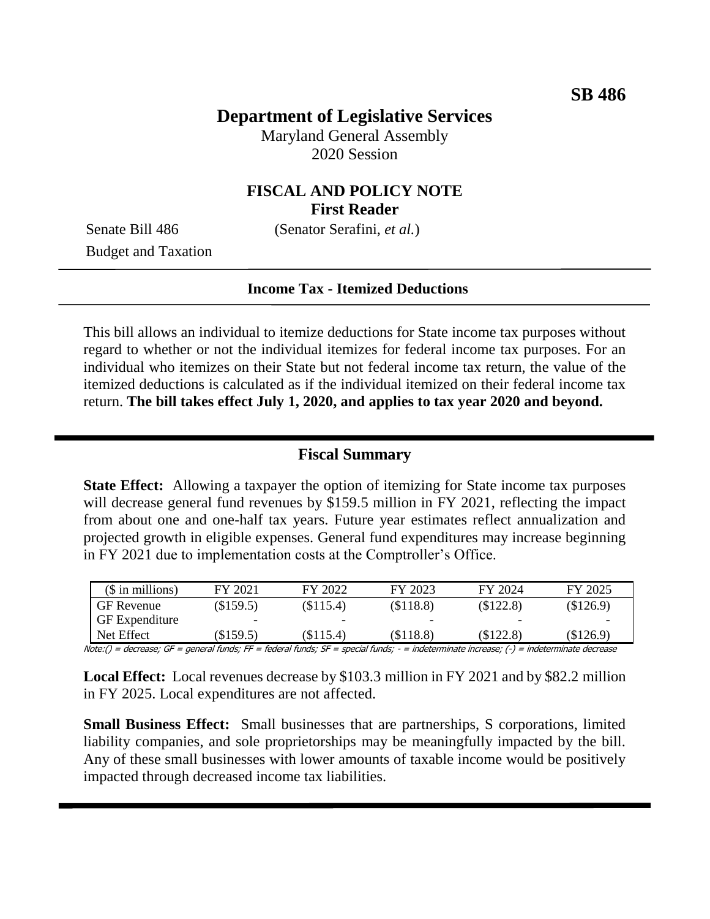**SB 486**

# Department of Legislative Services

Maryland General Assembly
2020 Session

## FISCAL AND POLICY NOTE
**First Reader**

Senate Bill 486 (Senator Serafini, *et al.*)
Budget and Taxation

**Income Tax - Itemized Deductions**

This bill allows an individual to itemize deductions for State income tax purposes without regard to whether or not the individual itemizes for federal income tax purposes. For an individual who itemizes on their State but not federal income tax return, the value of the itemized deductions is calculated as if the individual itemized on their federal income tax return. **The bill takes effect July 1, 2020, and applies to tax year 2020 and beyond.**

## Fiscal Summary

**State Effect:** Allowing a taxpayer the option of itemizing for State income tax purposes will decrease general fund revenues by $159.5 million in FY 2021, reflecting the impact from about one and one-half tax years. Future year estimates reflect annualization and projected growth in eligible expenses. General fund expenditures may increase beginning in FY 2021 due to implementation costs at the Comptroller's Office.

| ($ in millions) | FY 2021 | FY 2022 | FY 2023 | FY 2024 | FY 2025 |
|---|---|---|---|---|---|
| GF Revenue | ($159.5) | ($115.4) | ($118.8) | ($122.8) | ($126.9) |
| GF Expenditure | - | - | - | - | - |
| Net Effect | ($159.5) | ($115.4) | ($118.8) | ($122.8) | ($126.9) |

Note:() = decrease; GF = general funds; FF = federal funds; SF = special funds; - = indeterminate increase; (-) = indeterminate decrease

**Local Effect:** Local revenues decrease by $103.3 million in FY 2021 and by $82.2 million in FY 2025. Local expenditures are not affected.

**Small Business Effect:** Small businesses that are partnerships, S corporations, limited liability companies, and sole proprietorships may be meaningfully impacted by the bill. Any of these small businesses with lower amounts of taxable income would be positively impacted through decreased income tax liabilities.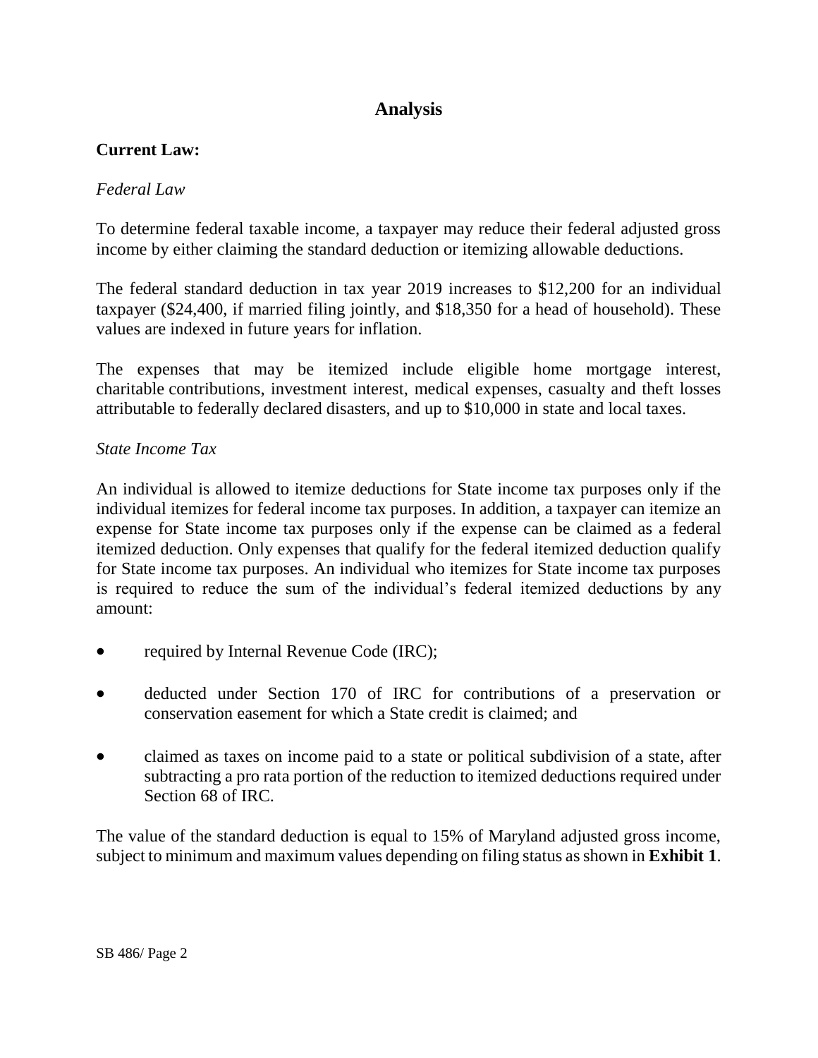# Analysis

**Current Law:**

*Federal Law*

To determine federal taxable income, a taxpayer may reduce their federal adjusted gross income by either claiming the standard deduction or itemizing allowable deductions.

The federal standard deduction in tax year 2019 increases to $12,200 for an individual taxpayer ($24,400, if married filing jointly, and $18,350 for a head of household). These values are indexed in future years for inflation.

The expenses that may be itemized include eligible home mortgage interest, charitable contributions, investment interest, medical expenses, casualty and theft losses attributable to federally declared disasters, and up to $10,000 in state and local taxes.

*State Income Tax*

An individual is allowed to itemize deductions for State income tax purposes only if the individual itemizes for federal income tax purposes. In addition, a taxpayer can itemize an expense for State income tax purposes only if the expense can be claimed as a federal itemized deduction. Only expenses that qualify for the federal itemized deduction qualify for State income tax purposes. An individual who itemizes for State income tax purposes is required to reduce the sum of the individual's federal itemized deductions by any amount:

- required by Internal Revenue Code (IRC);
- deducted under Section 170 of IRC for contributions of a preservation or conservation easement for which a State credit is claimed; and
- claimed as taxes on income paid to a state or political subdivision of a state, after subtracting a pro rata portion of the reduction to itemized deductions required under Section 68 of IRC.

The value of the standard deduction is equal to 15% of Maryland adjusted gross income, subject to minimum and maximum values depending on filing status as shown in **Exhibit 1**.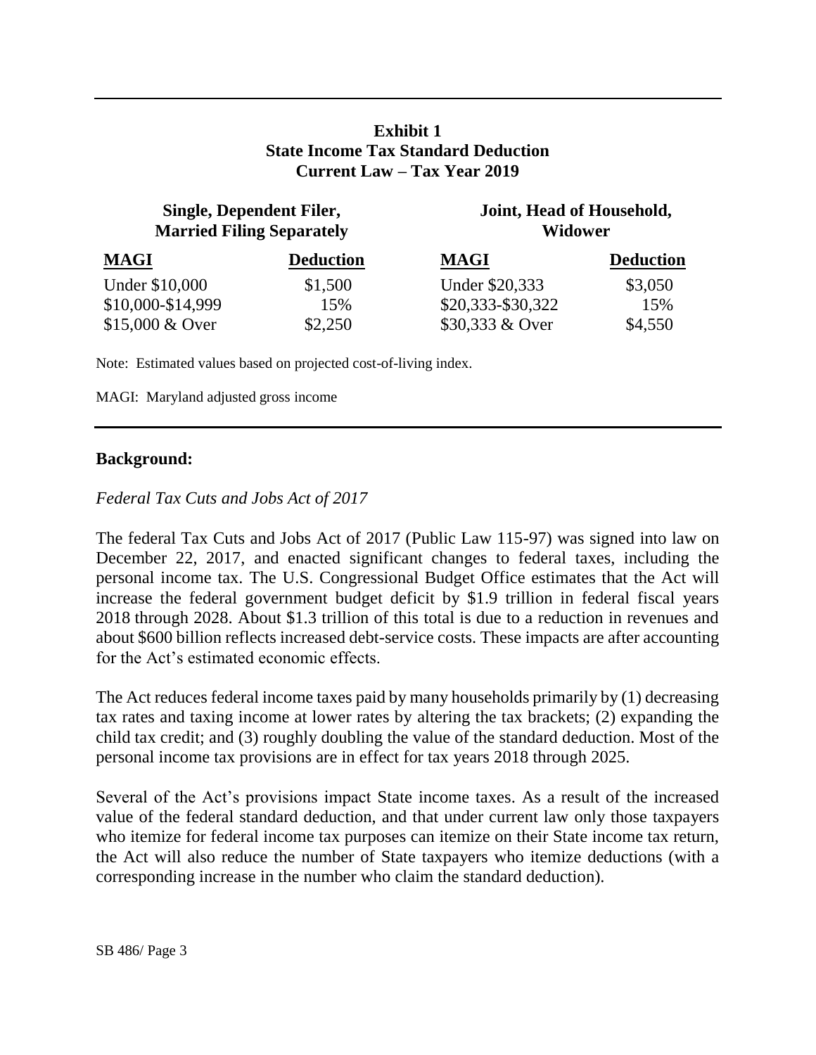**Exhibit 1**
**State Income Tax Standard Deduction**
**Current Law – Tax Year 2019**

| Single, Dependent Filer, Married Filing Separately | | Joint, Head of Household, Widower | |
|---|---|---|---|
| **MAGI** | **Deduction** | **MAGI** | **Deduction** |
| Under $10,000 | $1,500 | Under $20,333 | $3,050 |
| $10,000-$14,999 | 15% | $20,333-$30,322 | 15% |
| $15,000 & Over | $2,250 | $30,333 & Over | $4,550 |

Note: Estimated values based on projected cost-of-living index.

MAGI: Maryland adjusted gross income

**Background:**

*Federal Tax Cuts and Jobs Act of 2017*

The federal Tax Cuts and Jobs Act of 2017 (Public Law 115-97) was signed into law on December 22, 2017, and enacted significant changes to federal taxes, including the personal income tax. The U.S. Congressional Budget Office estimates that the Act will increase the federal government budget deficit by $1.9 trillion in federal fiscal years 2018 through 2028. About $1.3 trillion of this total is due to a reduction in revenues and about $600 billion reflects increased debt-service costs. These impacts are after accounting for the Act's estimated economic effects.

The Act reduces federal income taxes paid by many households primarily by (1) decreasing tax rates and taxing income at lower rates by altering the tax brackets; (2) expanding the child tax credit; and (3) roughly doubling the value of the standard deduction. Most of the personal income tax provisions are in effect for tax years 2018 through 2025.

Several of the Act's provisions impact State income taxes. As a result of the increased value of the federal standard deduction, and that under current law only those taxpayers who itemize for federal income tax purposes can itemize on their State income tax return, the Act will also reduce the number of State taxpayers who itemize deductions (with a corresponding increase in the number who claim the standard deduction).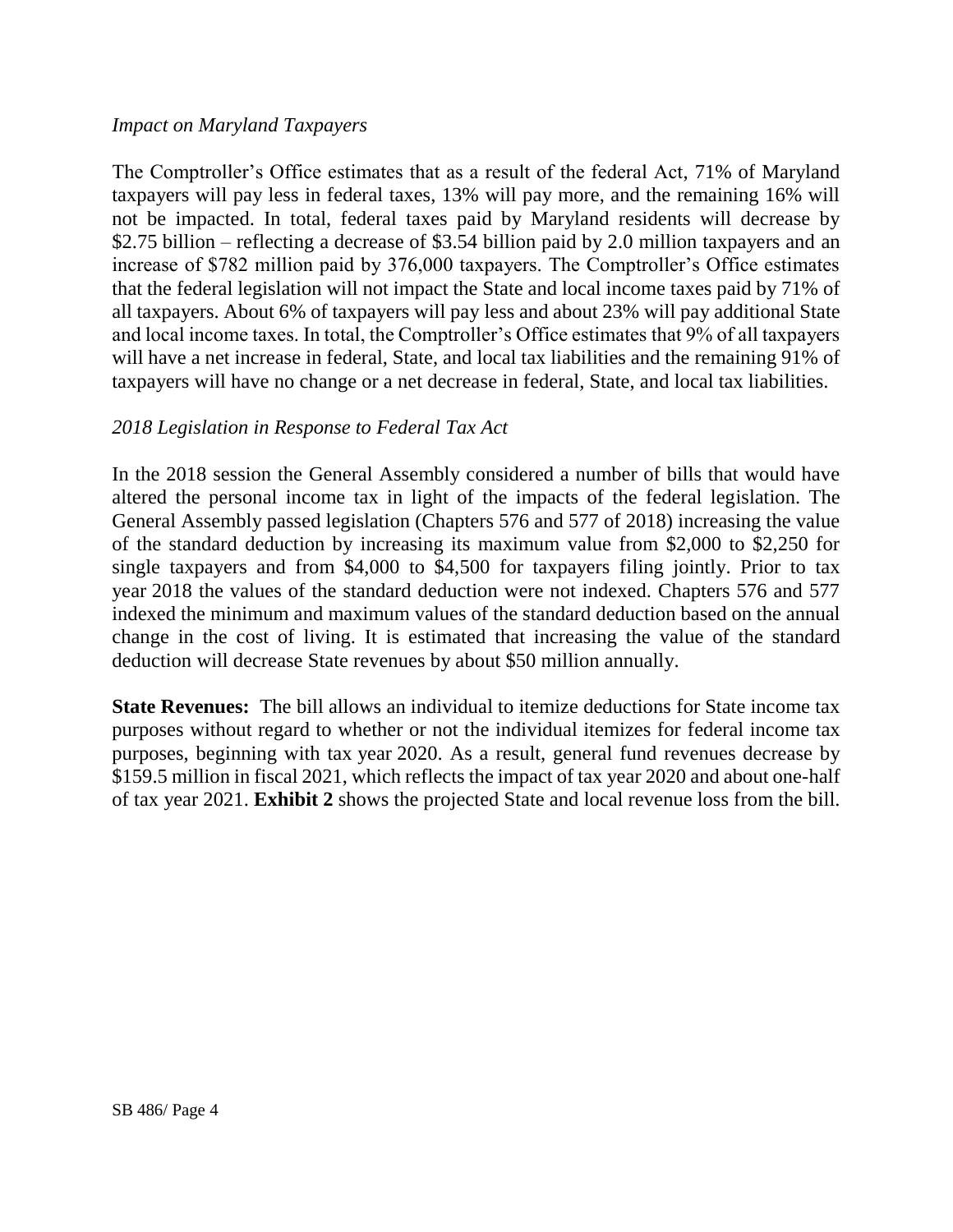*Impact on Maryland Taxpayers*

The Comptroller's Office estimates that as a result of the federal Act, 71% of Maryland taxpayers will pay less in federal taxes, 13% will pay more, and the remaining 16% will not be impacted. In total, federal taxes paid by Maryland residents will decrease by $2.75 billion – reflecting a decrease of $3.54 billion paid by 2.0 million taxpayers and an increase of $782 million paid by 376,000 taxpayers. The Comptroller's Office estimates that the federal legislation will not impact the State and local income taxes paid by 71% of all taxpayers. About 6% of taxpayers will pay less and about 23% will pay additional State and local income taxes. In total, the Comptroller's Office estimates that 9% of all taxpayers will have a net increase in federal, State, and local tax liabilities and the remaining 91% of taxpayers will have no change or a net decrease in federal, State, and local tax liabilities.

*2018 Legislation in Response to Federal Tax Act*

In the 2018 session the General Assembly considered a number of bills that would have altered the personal income tax in light of the impacts of the federal legislation. The General Assembly passed legislation (Chapters 576 and 577 of 2018) increasing the value of the standard deduction by increasing its maximum value from $2,000 to $2,250 for single taxpayers and from $4,000 to $4,500 for taxpayers filing jointly. Prior to tax year 2018 the values of the standard deduction were not indexed. Chapters 576 and 577 indexed the minimum and maximum values of the standard deduction based on the annual change in the cost of living. It is estimated that increasing the value of the standard deduction will decrease State revenues by about $50 million annually.

**State Revenues:** The bill allows an individual to itemize deductions for State income tax purposes without regard to whether or not the individual itemizes for federal income tax purposes, beginning with tax year 2020. As a result, general fund revenues decrease by $159.5 million in fiscal 2021, which reflects the impact of tax year 2020 and about one-half of tax year 2021. **Exhibit 2** shows the projected State and local revenue loss from the bill.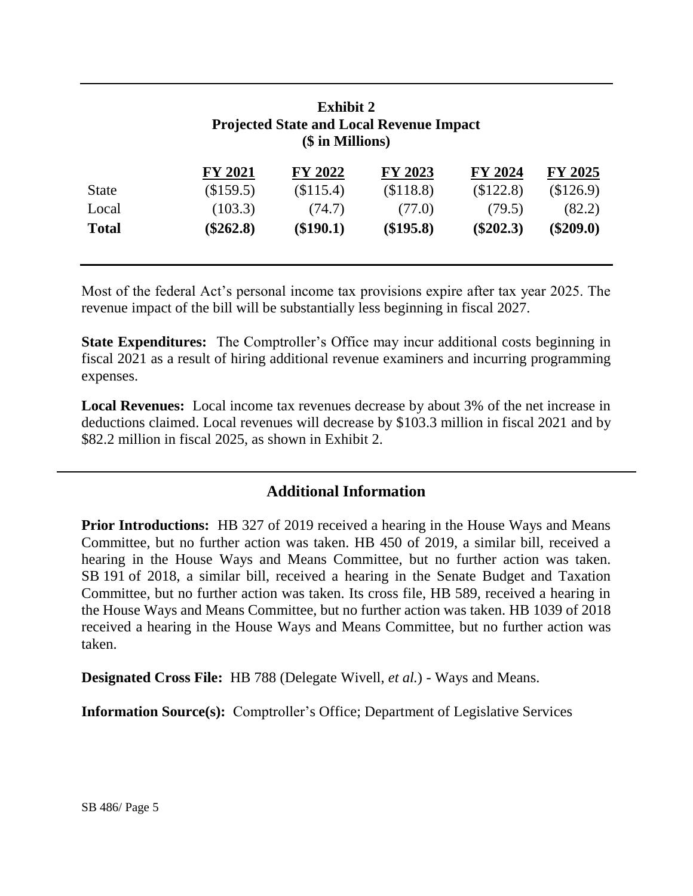**Exhibit 2**
**Projected State and Local Revenue Impact**
**($ in Millions)**

| | FY 2021 | FY 2022 | FY 2023 | FY 2024 | FY 2025 |
|---|---|---|---|---|---|
| State | ($159.5) | ($115.4) | ($118.8) | ($122.8) | ($126.9) |
| Local | (103.3) | (74.7) | (77.0) | (79.5) | (82.2) |
| **Total** | **($262.8)** | **($190.1)** | **($195.8)** | **($202.3)** | **($209.0)** |

Most of the federal Act's personal income tax provisions expire after tax year 2025. The revenue impact of the bill will be substantially less beginning in fiscal 2027.

**State Expenditures:** The Comptroller's Office may incur additional costs beginning in fiscal 2021 as a result of hiring additional revenue examiners and incurring programming expenses.

**Local Revenues:** Local income tax revenues decrease by about 3% of the net increase in deductions claimed. Local revenues will decrease by $103.3 million in fiscal 2021 and by $82.2 million in fiscal 2025, as shown in Exhibit 2.

## Additional Information

**Prior Introductions:** HB 327 of 2019 received a hearing in the House Ways and Means Committee, but no further action was taken. HB 450 of 2019, a similar bill, received a hearing in the House Ways and Means Committee, but no further action was taken. SB 191 of 2018, a similar bill, received a hearing in the Senate Budget and Taxation Committee, but no further action was taken. Its cross file, HB 589, received a hearing in the House Ways and Means Committee, but no further action was taken. HB 1039 of 2018 received a hearing in the House Ways and Means Committee, but no further action was taken.

**Designated Cross File:** HB 788 (Delegate Wivell, *et al.*) - Ways and Means.

**Information Source(s):** Comptroller's Office; Department of Legislative Services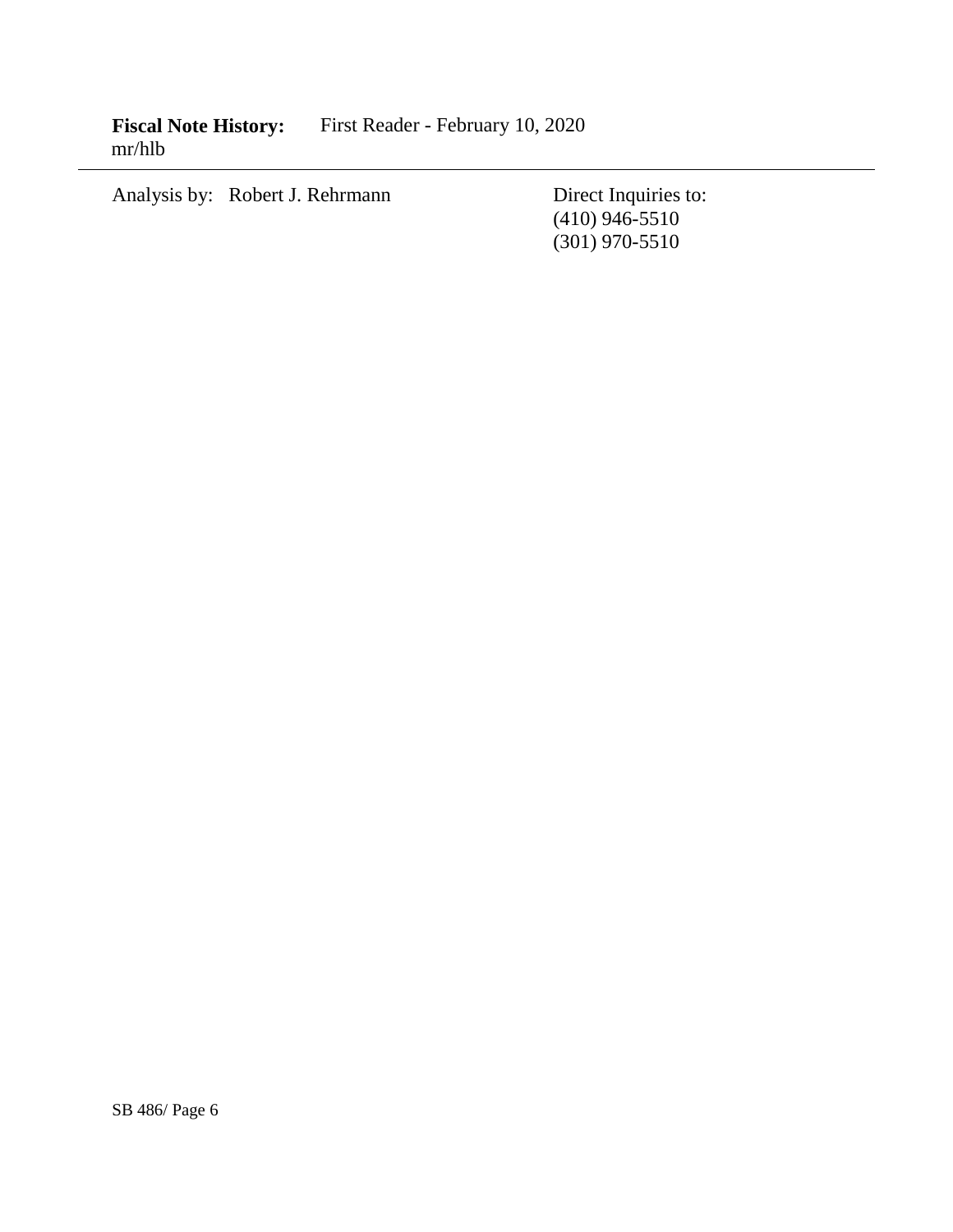**Fiscal Note History:** First Reader - February 10, 2020
mr/hlb

---

Analysis by: Robert J. Rehrmann

Direct Inquiries to:
(410) 946-5510
(301) 970-5510